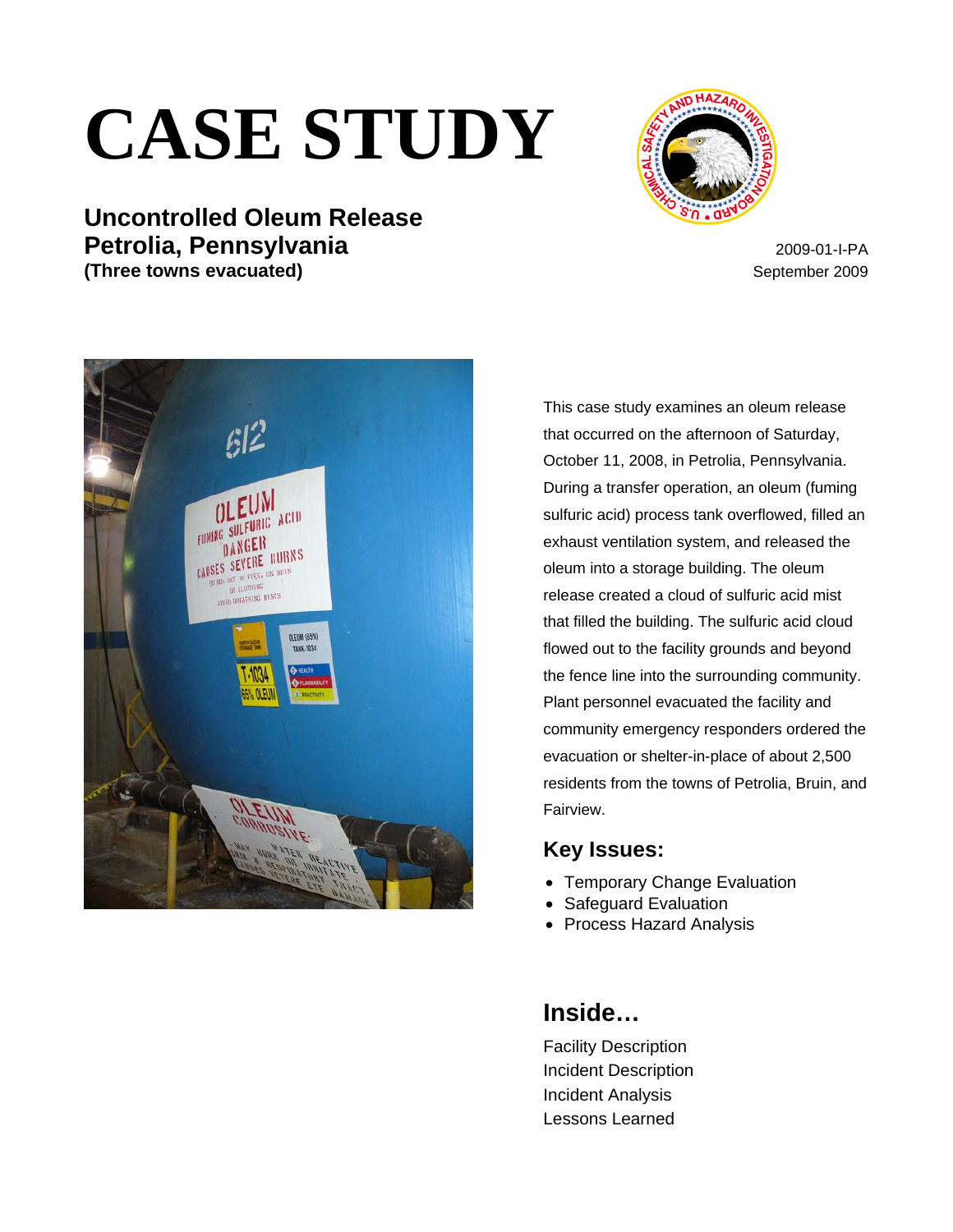# CASE STUDY

## Uncontrolled Oleum Release
## Petrolia, Pennsylvania
**(Three towns evacuated)**

2009-01-I-PA
September 2009

This case study examines an oleum release that occurred on the afternoon of Saturday, October 11, 2008, in Petrolia, Pennsylvania. During a transfer operation, an oleum (fuming sulfuric acid) process tank overflowed, filled an exhaust ventilation system, and released the oleum into a storage building. The oleum release created a cloud of sulfuric acid mist that filled the building. The sulfuric acid cloud flowed out to the facility grounds and beyond the fence line into the surrounding community. Plant personnel evacuated the facility and community emergency responders ordered the evacuation or shelter-in-place of about 2,500 residents from the towns of Petrolia, Bruin, and Fairview.

## Key Issues:

- Temporary Change Evaluation
- Safeguard Evaluation
- Process Hazard Analysis

## Inside…

Facility Description
Incident Description
Incident Analysis
Lessons Learned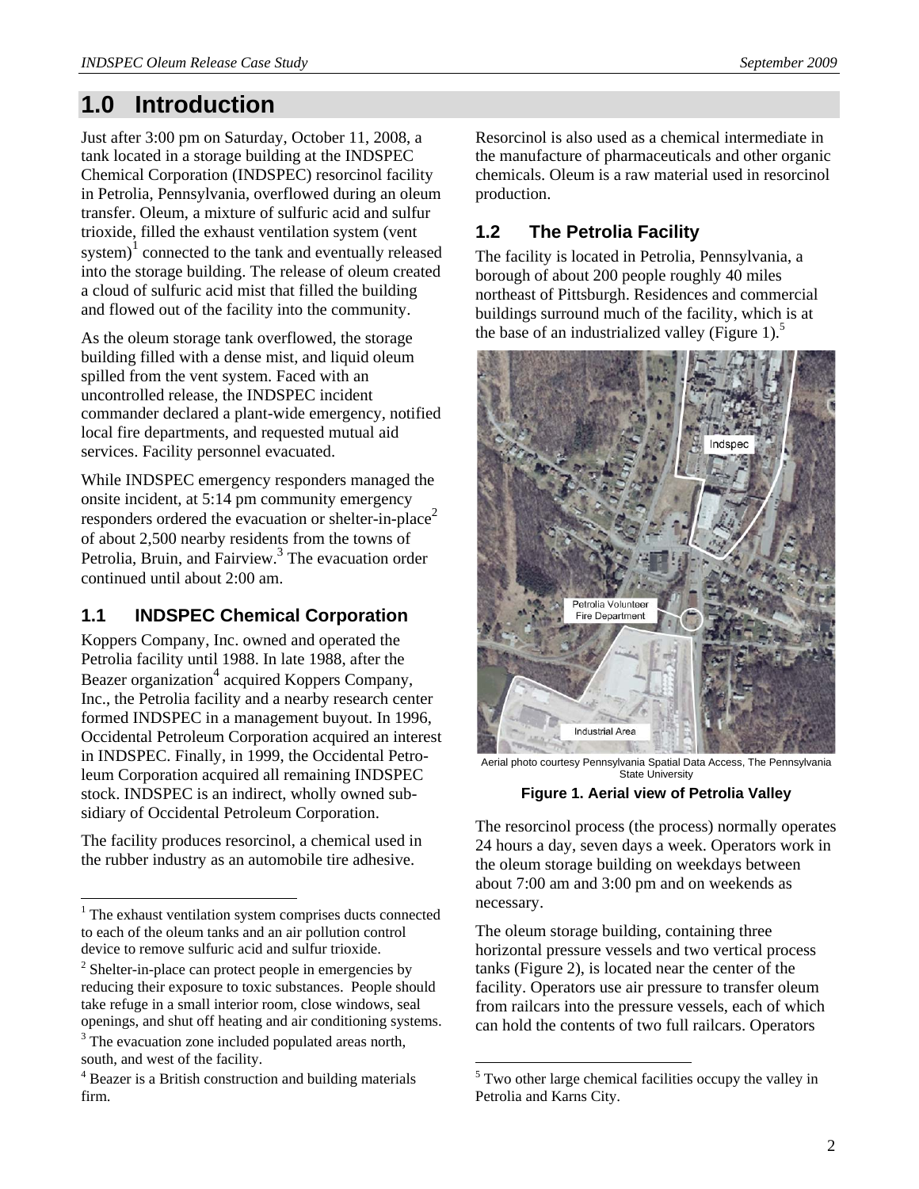# 1.0 Introduction

Just after 3:00 pm on Saturday, October 11, 2008, a tank located in a storage building at the INDSPEC Chemical Corporation (INDSPEC) resorcinol facility in Petrolia, Pennsylvania, overflowed during an oleum transfer. Oleum, a mixture of sulfuric acid and sulfur trioxide, filled the exhaust ventilation system (vent system)[1] connected to the tank and eventually released into the storage building. The release of oleum created a cloud of sulfuric acid mist that filled the building and flowed out of the facility into the community.

As the oleum storage tank overflowed, the storage building filled with a dense mist, and liquid oleum spilled from the vent system. Faced with an uncontrolled release, the INDSPEC incident commander declared a plant-wide emergency, notified local fire departments, and requested mutual aid services. Facility personnel evacuated.

While INDSPEC emergency responders managed the onsite incident, at 5:14 pm community emergency responders ordered the evacuation or shelter-in-place[2] of about 2,500 nearby residents from the towns of Petrolia, Bruin, and Fairview.[3] The evacuation order continued until about 2:00 am.

## 1.1 INDSPEC Chemical Corporation

Koppers Company, Inc. owned and operated the Petrolia facility until 1988. In late 1988, after the Beazer organization[4] acquired Koppers Company, Inc., the Petrolia facility and a nearby research center formed INDSPEC in a management buyout. In 1996, Occidental Petroleum Corporation acquired an interest in INDSPEC. Finally, in 1999, the Occidental Petroleum Corporation acquired all remaining INDSPEC stock. INDSPEC is an indirect, wholly owned subsidiary of Occidental Petroleum Corporation.

The facility produces resorcinol, a chemical used in the rubber industry as an automobile tire adhesive. Resorcinol is also used as a chemical intermediate in the manufacture of pharmaceuticals and other organic chemicals. Oleum is a raw material used in resorcinol production.

## 1.2 The Petrolia Facility

The facility is located in Petrolia, Pennsylvania, a borough of about 200 people roughly 40 miles northeast of Pittsburgh. Residences and commercial buildings surround much of the facility, which is at the base of an industrialized valley (Figure 1).[5]

Aerial photo courtesy Pennsylvania Spatial Data Access, The Pennsylvania State University

**Figure 1. Aerial view of Petrolia Valley**

The resorcinol process (the process) normally operates 24 hours a day, seven days a week. Operators work in the oleum storage building on weekdays between about 7:00 am and 3:00 pm and on weekends as necessary.

The oleum storage building, containing three horizontal pressure vessels and two vertical process tanks (Figure 2), is located near the center of the facility. Operators use air pressure to transfer oleum from railcars into the pressure vessels, each of which can hold the contents of two full railcars. Operators

---

[1] The exhaust ventilation system comprises ducts connected to each of the oleum tanks and an air pollution control device to remove sulfuric acid and sulfur trioxide.

[2] Shelter-in-place can protect people in emergencies by reducing their exposure to toxic substances. People should take refuge in a small interior room, close windows, seal openings, and shut off heating and air conditioning systems.

[3] The evacuation zone included populated areas north, south, and west of the facility.

[4] Beazer is a British construction and building materials firm.

[5] Two other large chemical facilities occupy the valley in Petrolia and Karns City.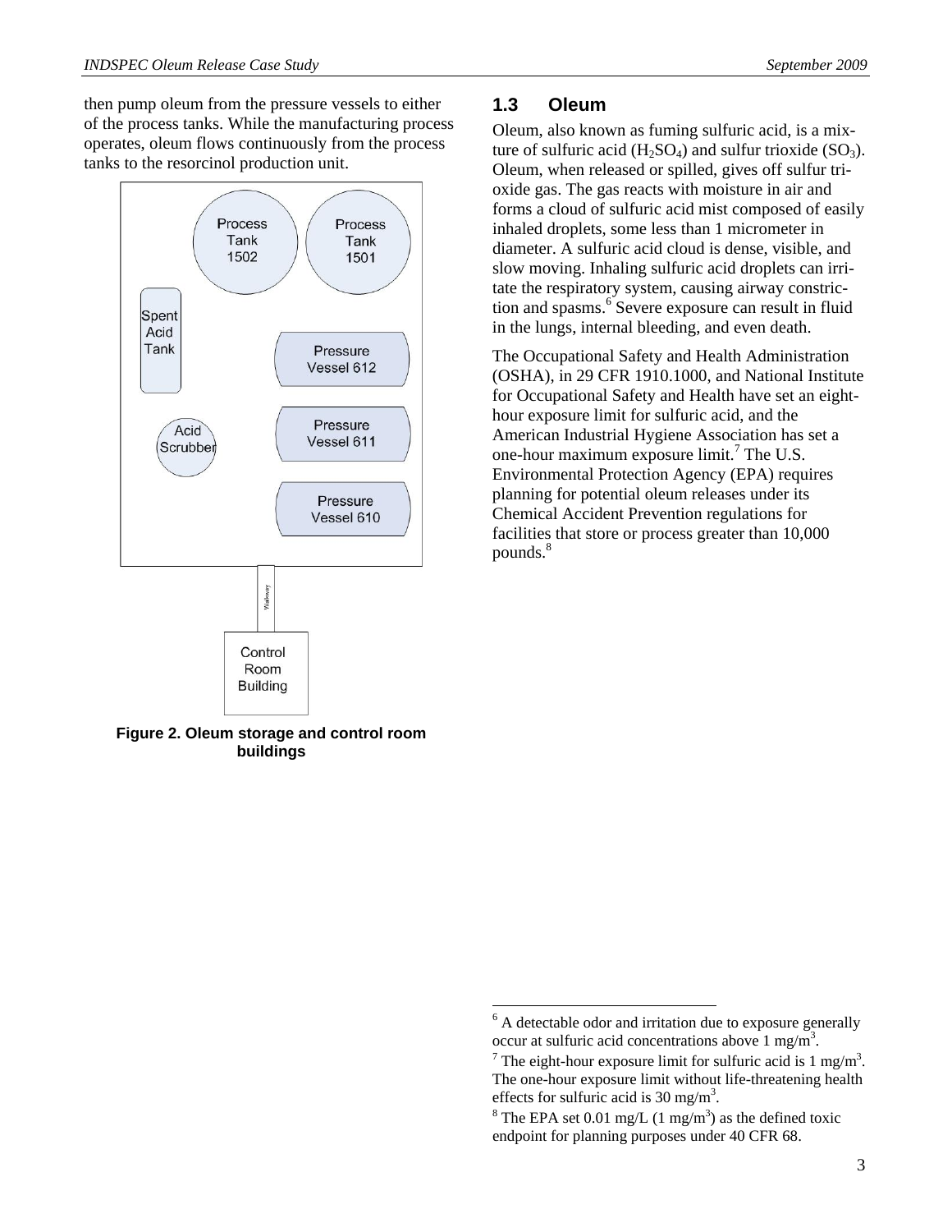then pump oleum from the pressure vessels to either of the process tanks. While the manufacturing process operates, oleum flows continuously from the process tanks to the resorcinol production unit.

Figure 2. Oleum storage and control room buildings

### 1.3 Oleum

Oleum, also known as fuming sulfuric acid, is a mixture of sulfuric acid ($H_2SO_4$) and sulfur trioxide ($SO_3$). Oleum, when released or spilled, gives off sulfur trioxide gas. The gas reacts with moisture in air and forms a cloud of sulfuric acid mist composed of easily inhaled droplets, some less than 1 micrometer in diameter. A sulfuric acid cloud is dense, visible, and slow moving. Inhaling sulfuric acid droplets can irritate the respiratory system, causing airway constriction and spasms.[6] Severe exposure can result in fluid in the lungs, internal bleeding, and even death.

The Occupational Safety and Health Administration (OSHA), in 29 CFR 1910.1000, and National Institute for Occupational Safety and Health have set an eight-hour exposure limit for sulfuric acid, and the American Industrial Hygiene Association has set a one-hour maximum exposure limit.[7] The U.S. Environmental Protection Agency (EPA) requires planning for potential oleum releases under its Chemical Accident Prevention regulations for facilities that store or process greater than 10,000 pounds.[8]

---

[6] A detectable odor and irritation due to exposure generally occur at sulfuric acid concentrations above 1 mg/m$^3$.

[7] The eight-hour exposure limit for sulfuric acid is 1 mg/m$^3$. The one-hour exposure limit without life-threatening health effects for sulfuric acid is 30 mg/m$^3$.

[8] The EPA set 0.01 mg/L (1 mg/m$^3$) as the defined toxic endpoint for planning purposes under 40 CFR 68.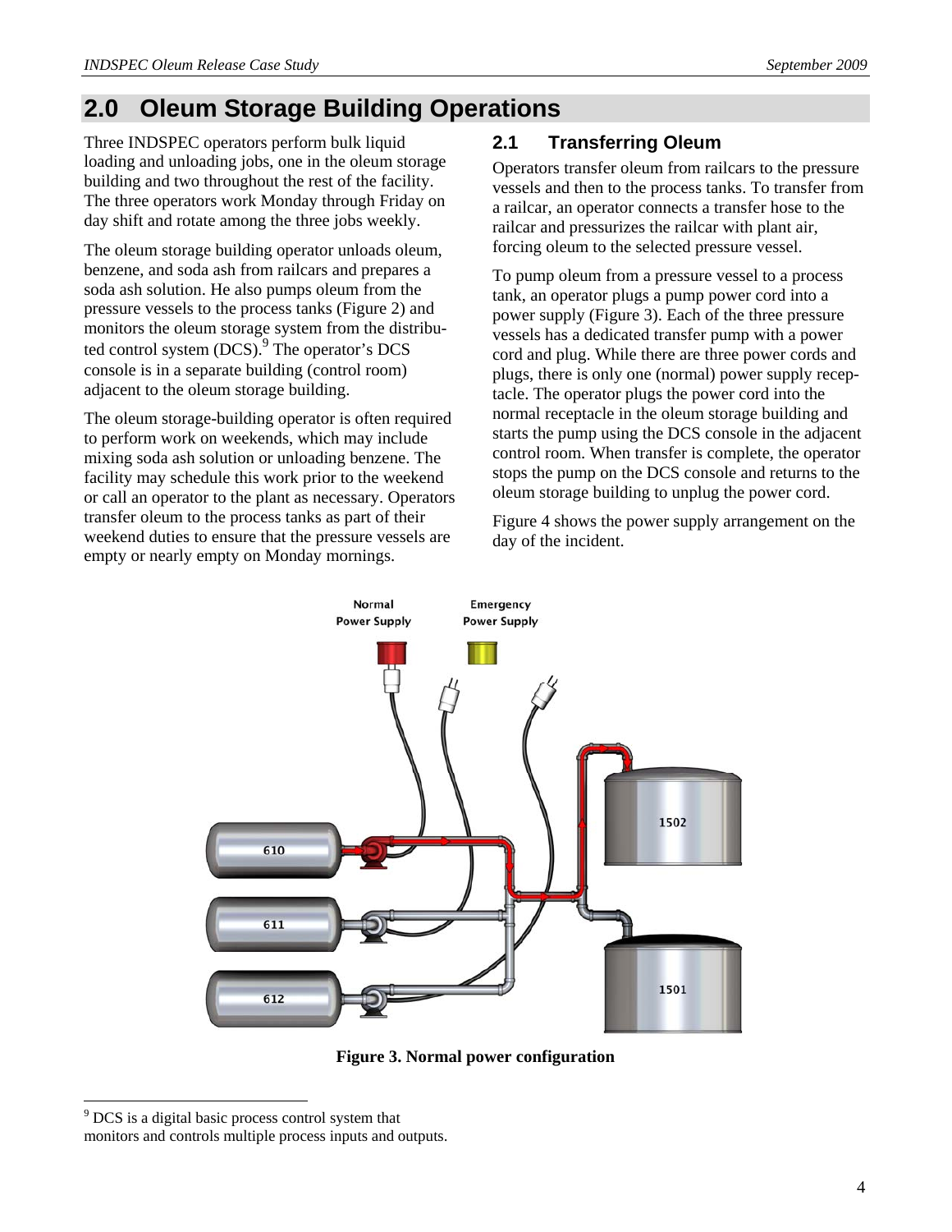## 2.0 Oleum Storage Building Operations

Three INDSPEC operators perform bulk liquid loading and unloading jobs, one in the oleum storage building and two throughout the rest of the facility. The three operators work Monday through Friday on day shift and rotate among the three jobs weekly.

The oleum storage building operator unloads oleum, benzene, and soda ash from railcars and prepares a soda ash solution. He also pumps oleum from the pressure vessels to the process tanks (Figure 2) and monitors the oleum storage system from the distributed control system (DCS).[9] The operator's DCS console is in a separate building (control room) adjacent to the oleum storage building.

The oleum storage-building operator is often required to perform work on weekends, which may include mixing soda ash solution or unloading benzene. The facility may schedule this work prior to the weekend or call an operator to the plant as necessary. Operators transfer oleum to the process tanks as part of their weekend duties to ensure that the pressure vessels are empty or nearly empty on Monday mornings.

### 2.1 Transferring Oleum

Operators transfer oleum from railcars to the pressure vessels and then to the process tanks. To transfer from a railcar, an operator connects a transfer hose to the railcar and pressurizes the railcar with plant air, forcing oleum to the selected pressure vessel.

To pump oleum from a pressure vessel to a process tank, an operator plugs a pump power cord into a power supply (Figure 3). Each of the three pressure vessels has a dedicated transfer pump with a power cord and plug. While there are three power cords and plugs, there is only one (normal) power supply receptacle. The operator plugs the power cord into the normal receptacle in the oleum storage building and starts the pump using the DCS console in the adjacent control room. When transfer is complete, the operator stops the pump on the DCS console and returns to the oleum storage building to unplug the power cord.

Figure 4 shows the power supply arrangement on the day of the incident.

Normal Power Supply | Emergency Power Supply | 610 | 611 | 612 | 1502 | 1501

**Figure 3. Normal power configuration**

[9] DCS is a digital basic process control system that monitors and controls multiple process inputs and outputs.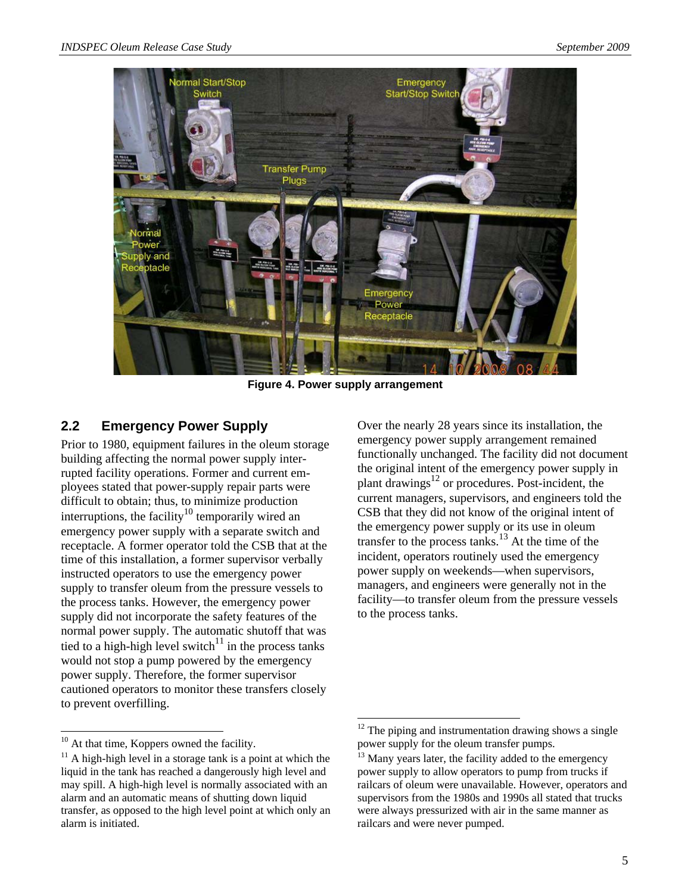Figure 4. Power supply arrangement

## 2.2 Emergency Power Supply

Prior to 1980, equipment failures in the oleum storage building affecting the normal power supply interrupted facility operations. Former and current employees stated that power-supply repair parts were difficult to obtain; thus, to minimize production interruptions, the facility[10] temporarily wired an emergency power supply with a separate switch and receptacle. A former operator told the CSB that at the time of this installation, a former supervisor verbally instructed operators to use the emergency power supply to transfer oleum from the pressure vessels to the process tanks. However, the emergency power supply did not incorporate the safety features of the normal power supply. The automatic shutoff that was tied to a high-high level switch[11] in the process tanks would not stop a pump powered by the emergency power supply. Therefore, the former supervisor cautioned operators to monitor these transfers closely to prevent overfilling.

Over the nearly 28 years since its installation, the emergency power supply arrangement remained functionally unchanged. The facility did not document the original intent of the emergency power supply in plant drawings[12] or procedures. Post-incident, the current managers, supervisors, and engineers told the CSB that they did not know of the original intent of the emergency power supply or its use in oleum transfer to the process tanks.[13] At the time of the incident, operators routinely used the emergency power supply on weekends—when supervisors, managers, and engineers were generally not in the facility—to transfer oleum from the pressure vessels to the process tanks.

---

[10] At that time, Koppers owned the facility.

[11] A high-high level in a storage tank is a point at which the liquid in the tank has reached a dangerously high level and may spill. A high-high level is normally associated with an alarm and an automatic means of shutting down liquid transfer, as opposed to the high level point at which only an alarm is initiated.

[12] The piping and instrumentation drawing shows a single power supply for the oleum transfer pumps.

[13] Many years later, the facility added to the emergency power supply to allow operators to pump from trucks if railcars of oleum were unavailable. However, operators and supervisors from the 1980s and 1990s all stated that trucks were always pressurized with air in the same manner as railcars and were never pumped.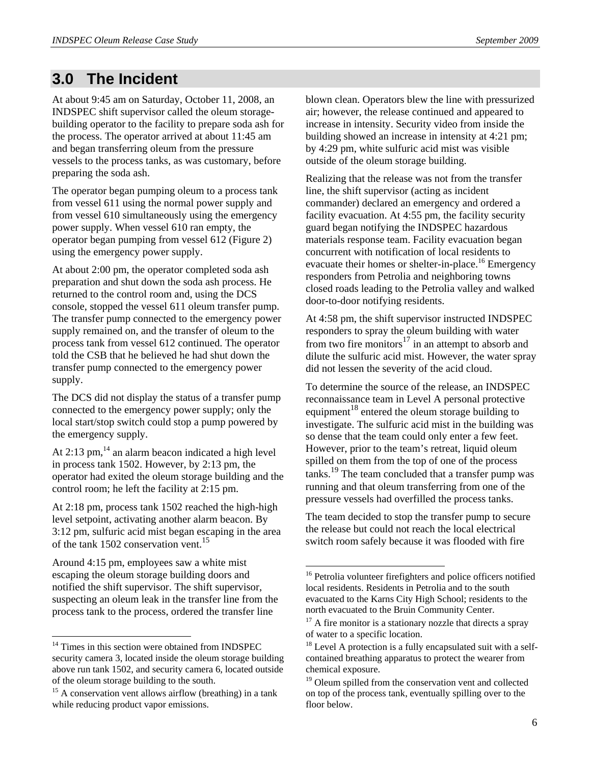## 3.0 The Incident

At about 9:45 am on Saturday, October 11, 2008, an INDSPEC shift supervisor called the oleum storage-building operator to the facility to prepare soda ash for the process. The operator arrived at about 11:45 am and began transferring oleum from the pressure vessels to the process tanks, as was customary, before preparing the soda ash.

The operator began pumping oleum to a process tank from vessel 611 using the normal power supply and from vessel 610 simultaneously using the emergency power supply. When vessel 610 ran empty, the operator began pumping from vessel 612 (Figure 2) using the emergency power supply.

At about 2:00 pm, the operator completed soda ash preparation and shut down the soda ash process. He returned to the control room and, using the DCS console, stopped the vessel 611 oleum transfer pump. The transfer pump connected to the emergency power supply remained on, and the transfer of oleum to the process tank from vessel 612 continued. The operator told the CSB that he believed he had shut down the transfer pump connected to the emergency power supply.

The DCS did not display the status of a transfer pump connected to the emergency power supply; only the local start/stop switch could stop a pump powered by the emergency supply.

At 2:13 pm,[14] an alarm beacon indicated a high level in process tank 1502. However, by 2:13 pm, the operator had exited the oleum storage building and the control room; he left the facility at 2:15 pm.

At 2:18 pm, process tank 1502 reached the high-high level setpoint, activating another alarm beacon. By 3:12 pm, sulfuric acid mist began escaping in the area of the tank 1502 conservation vent.[15]

Around 4:15 pm, employees saw a white mist escaping the oleum storage building doors and notified the shift supervisor. The shift supervisor, suspecting an oleum leak in the transfer line from the process tank to the process, ordered the transfer line blown clean. Operators blew the line with pressurized air; however, the release continued and appeared to increase in intensity. Security video from inside the building showed an increase in intensity at 4:21 pm; by 4:29 pm, white sulfuric acid mist was visible outside of the oleum storage building.

Realizing that the release was not from the transfer line, the shift supervisor (acting as incident commander) declared an emergency and ordered a facility evacuation. At 4:55 pm, the facility security guard began notifying the INDSPEC hazardous materials response team. Facility evacuation began concurrent with notification of local residents to evacuate their homes or shelter-in-place.[16] Emergency responders from Petrolia and neighboring towns closed roads leading to the Petrolia valley and walked door-to-door notifying residents.

At 4:58 pm, the shift supervisor instructed INDSPEC responders to spray the oleum building with water from two fire monitors[17] in an attempt to absorb and dilute the sulfuric acid mist. However, the water spray did not lessen the severity of the acid cloud.

To determine the source of the release, an INDSPEC reconnaissance team in Level A personal protective equipment[18] entered the oleum storage building to investigate. The sulfuric acid mist in the building was so dense that the team could only enter a few feet. However, prior to the team's retreat, liquid oleum spilled on them from the top of one of the process tanks.[19] The team concluded that a transfer pump was running and that oleum transferring from one of the pressure vessels had overfilled the process tanks.

The team decided to stop the transfer pump to secure the release but could not reach the local electrical switch room safely because it was flooded with fire

---

[14] Times in this section were obtained from INDSPEC security camera 3, located inside the oleum storage building above run tank 1502, and security camera 6, located outside of the oleum storage building to the south.

[15] A conservation vent allows airflow (breathing) in a tank while reducing product vapor emissions.

[16] Petrolia volunteer firefighters and police officers notified local residents. Residents in Petrolia and to the south evacuated to the Karns City High School; residents to the north evacuated to the Bruin Community Center.

[17] A fire monitor is a stationary nozzle that directs a spray of water to a specific location.

[18] Level A protection is a fully encapsulated suit with a self-contained breathing apparatus to protect the wearer from chemical exposure.

[19] Oleum spilled from the conservation vent and collected on top of the process tank, eventually spilling over to the floor below.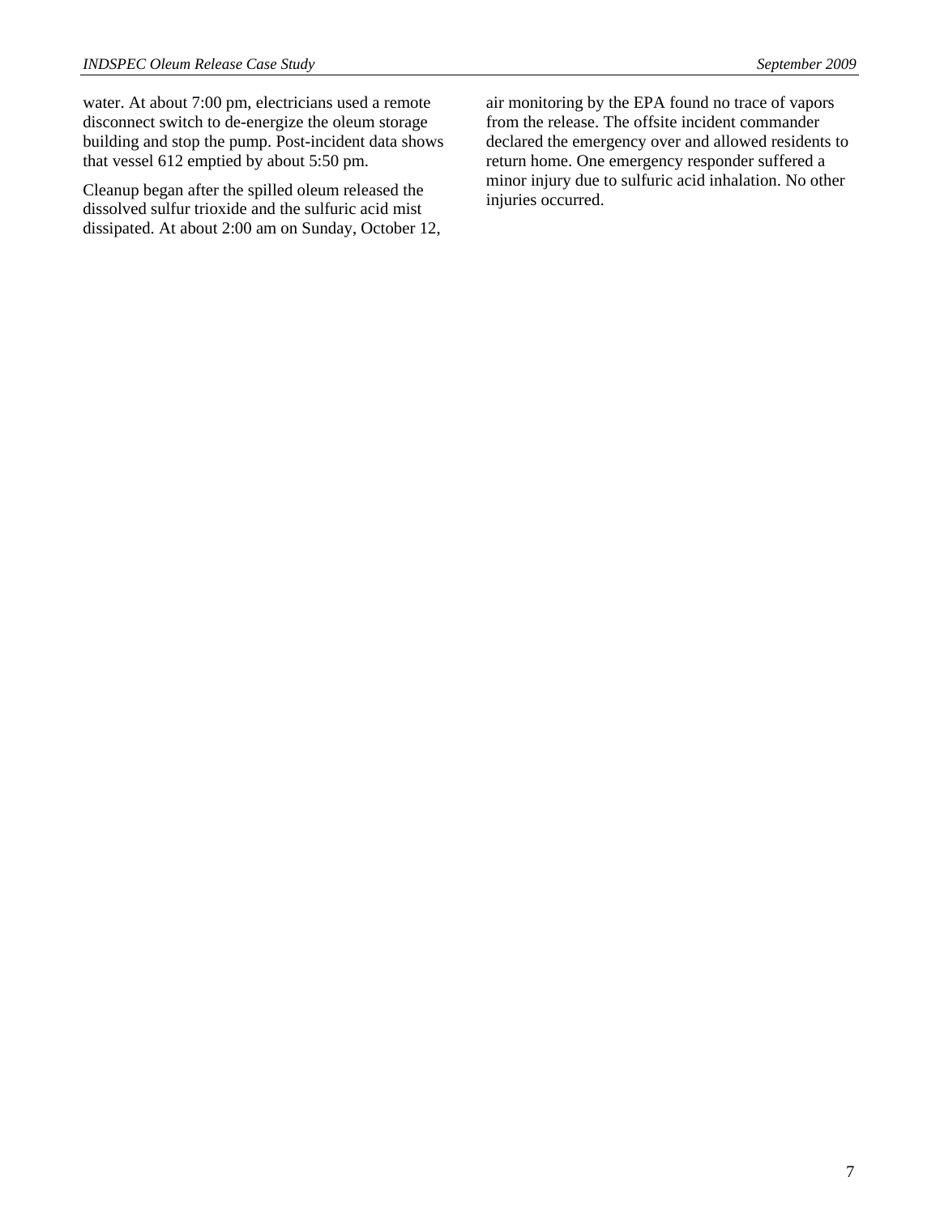water. At about 7:00 pm, electricians used a remote disconnect switch to de-energize the oleum storage building and stop the pump. Post-incident data shows that vessel 612 emptied by about 5:50 pm.

Cleanup began after the spilled oleum released the dissolved sulfur trioxide and the sulfuric acid mist dissipated. At about 2:00 am on Sunday, October 12, air monitoring by the EPA found no trace of vapors from the release. The offsite incident commander declared the emergency over and allowed residents to return home. One emergency responder suffered a minor injury due to sulfuric acid inhalation. No other injuries occurred.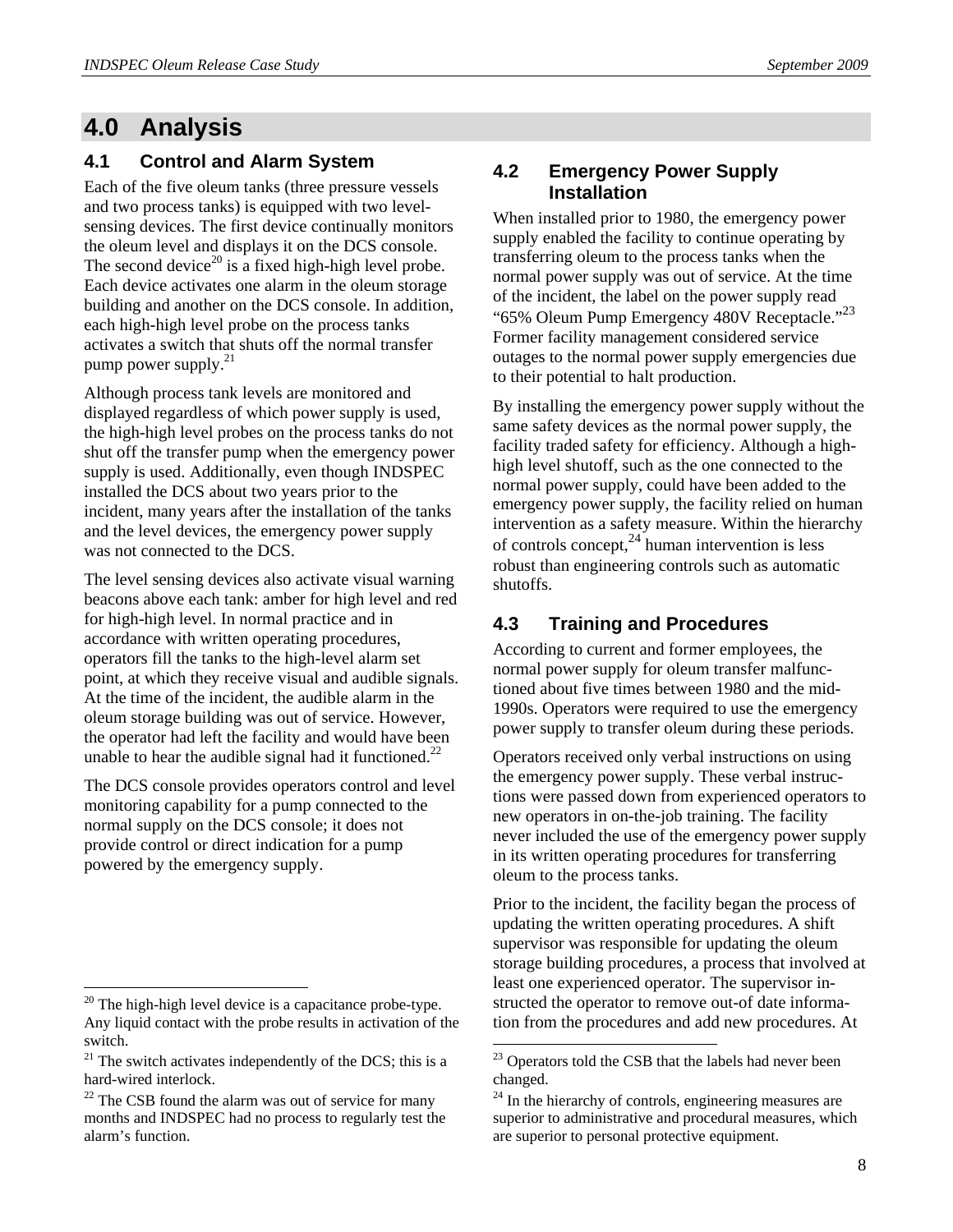# 4.0 Analysis

## 4.1 Control and Alarm System

Each of the five oleum tanks (three pressure vessels and two process tanks) is equipped with two level-sensing devices. The first device continually monitors the oleum level and displays it on the DCS console. The second device[20] is a fixed high-high level probe. Each device activates one alarm in the oleum storage building and another on the DCS console. In addition, each high-high level probe on the process tanks activates a switch that shuts off the normal transfer pump power supply.[21]

Although process tank levels are monitored and displayed regardless of which power supply is used, the high-high level probes on the process tanks do not shut off the transfer pump when the emergency power supply is used. Additionally, even though INDSPEC installed the DCS about two years prior to the incident, many years after the installation of the tanks and the level devices, the emergency power supply was not connected to the DCS.

The level sensing devices also activate visual warning beacons above each tank: amber for high level and red for high-high level. In normal practice and in accordance with written operating procedures, operators fill the tanks to the high-level alarm set point, at which they receive visual and audible signals. At the time of the incident, the audible alarm in the oleum storage building was out of service. However, the operator had left the facility and would have been unable to hear the audible signal had it functioned.[22]

The DCS console provides operators control and level monitoring capability for a pump connected to the normal supply on the DCS console; it does not provide control or direct indication for a pump powered by the emergency supply.

[20] The high-high level device is a capacitance probe-type. Any liquid contact with the probe results in activation of the switch.

[21] The switch activates independently of the DCS; this is a hard-wired interlock.

[22] The CSB found the alarm was out of service for many months and INDSPEC had no process to regularly test the alarm's function.

## 4.2 Emergency Power Supply Installation

When installed prior to 1980, the emergency power supply enabled the facility to continue operating by transferring oleum to the process tanks when the normal power supply was out of service. At the time of the incident, the label on the power supply read "65% Oleum Pump Emergency 480V Receptacle."[23] Former facility management considered service outages to the normal power supply emergencies due to their potential to halt production.

By installing the emergency power supply without the same safety devices as the normal power supply, the facility traded safety for efficiency. Although a high-high level shutoff, such as the one connected to the normal power supply, could have been added to the emergency power supply, the facility relied on human intervention as a safety measure. Within the hierarchy of controls concept,[24] human intervention is less robust than engineering controls such as automatic shutoffs.

## 4.3 Training and Procedures

According to current and former employees, the normal power supply for oleum transfer malfunctioned about five times between 1980 and the mid-1990s. Operators were required to use the emergency power supply to transfer oleum during these periods.

Operators received only verbal instructions on using the emergency power supply. These verbal instructions were passed down from experienced operators to new operators in on-the-job training. The facility never included the use of the emergency power supply in its written operating procedures for transferring oleum to the process tanks.

Prior to the incident, the facility began the process of updating the written operating procedures. A shift supervisor was responsible for updating the oleum storage building procedures, a process that involved at least one experienced operator. The supervisor instructed the operator to remove out-of date information from the procedures and add new procedures. At

[23] Operators told the CSB that the labels had never been changed.

[24] In the hierarchy of controls, engineering measures are superior to administrative and procedural measures, which are superior to personal protective equipment.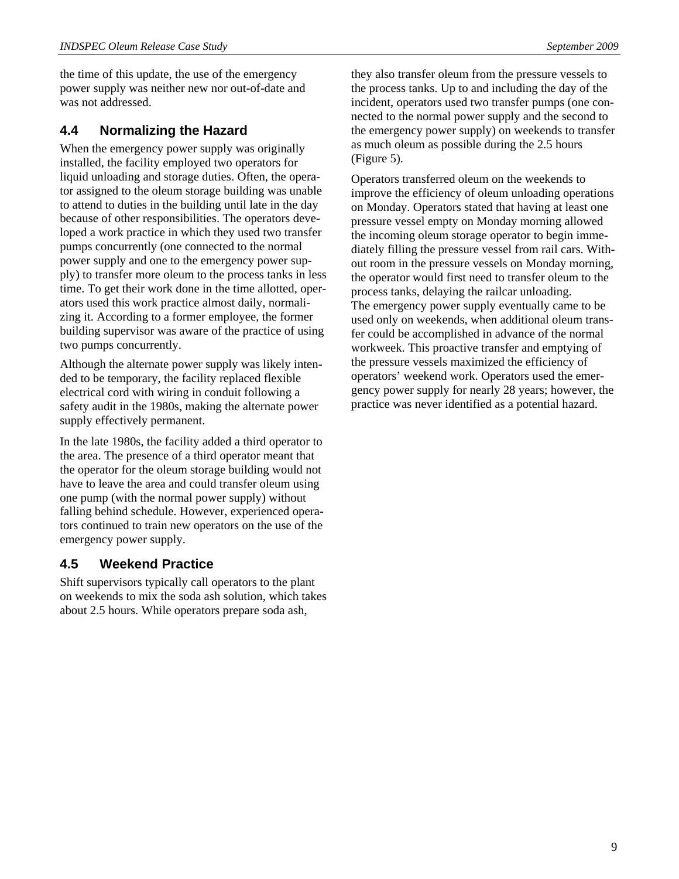the time of this update, the use of the emergency power supply was neither new nor out-of-date and was not addressed.

## 4.4 Normalizing the Hazard

When the emergency power supply was originally installed, the facility employed two operators for liquid unloading and storage duties. Often, the operator assigned to the oleum storage building was unable to attend to duties in the building until late in the day because of other responsibilities. The operators developed a work practice in which they used two transfer pumps concurrently (one connected to the normal power supply and one to the emergency power supply) to transfer more oleum to the process tanks in less time. To get their work done in the time allotted, operators used this work practice almost daily, normalizing it. According to a former employee, the former building supervisor was aware of the practice of using two pumps concurrently.

Although the alternate power supply was likely intended to be temporary, the facility replaced flexible electrical cord with wiring in conduit following a safety audit in the 1980s, making the alternate power supply effectively permanent.

In the late 1980s, the facility added a third operator to the area. The presence of a third operator meant that the operator for the oleum storage building would not have to leave the area and could transfer oleum using one pump (with the normal power supply) without falling behind schedule. However, experienced operators continued to train new operators on the use of the emergency power supply.

## 4.5 Weekend Practice

Shift supervisors typically call operators to the plant on weekends to mix the soda ash solution, which takes about 2.5 hours. While operators prepare soda ash, they also transfer oleum from the pressure vessels to the process tanks. Up to and including the day of the incident, operators used two transfer pumps (one connected to the normal power supply and the second to the emergency power supply) on weekends to transfer as much oleum as possible during the 2.5 hours (Figure 5).

Operators transferred oleum on the weekends to improve the efficiency of oleum unloading operations on Monday. Operators stated that having at least one pressure vessel empty on Monday morning allowed the incoming oleum storage operator to begin immediately filling the pressure vessel from rail cars. Without room in the pressure vessels on Monday morning, the operator would first need to transfer oleum to the process tanks, delaying the railcar unloading.

The emergency power supply eventually came to be used only on weekends, when additional oleum transfer could be accomplished in advance of the normal workweek. This proactive transfer and emptying of the pressure vessels maximized the efficiency of operators' weekend work. Operators used the emergency power supply for nearly 28 years; however, the practice was never identified as a potential hazard.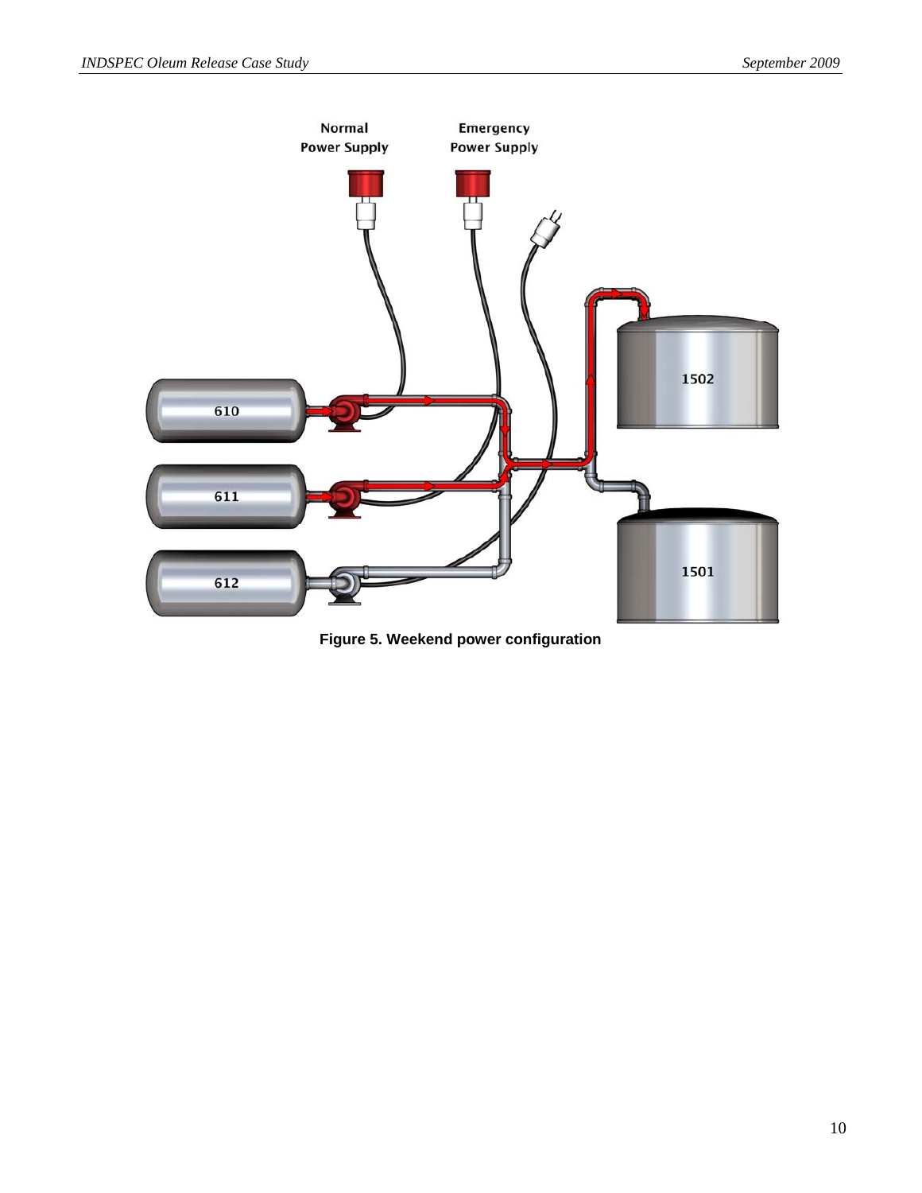Normal Power Supply

Emergency Power Supply

610

611

612

1502

1501

**Figure 5. Weekend power configuration**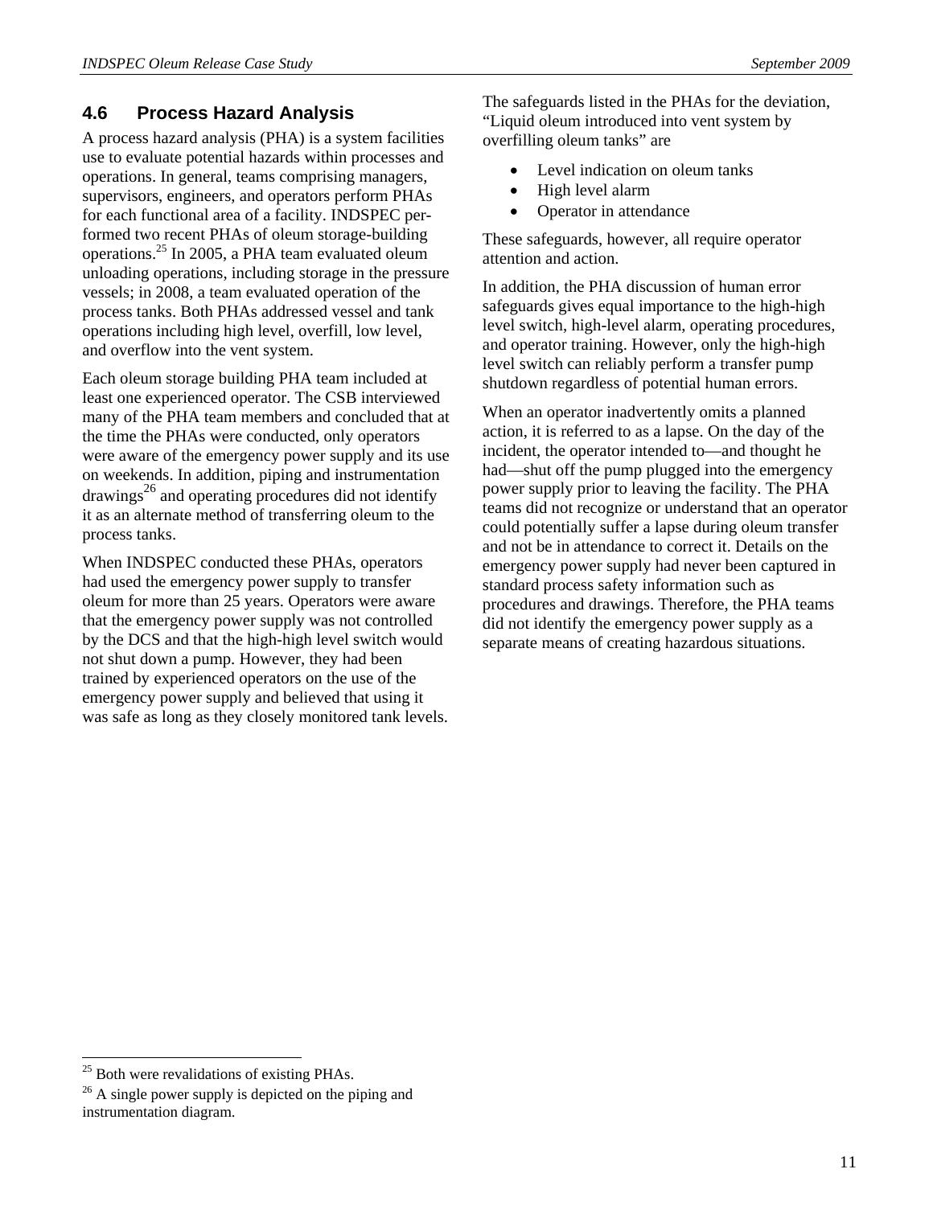## 4.6 Process Hazard Analysis

A process hazard analysis (PHA) is a system facilities use to evaluate potential hazards within processes and operations. In general, teams comprising managers, supervisors, engineers, and operators perform PHAs for each functional area of a facility. INDSPEC performed two recent PHAs of oleum storage-building operations.[25] In 2005, a PHA team evaluated oleum unloading operations, including storage in the pressure vessels; in 2008, a team evaluated operation of the process tanks. Both PHAs addressed vessel and tank operations including high level, overfill, low level, and overflow into the vent system.

Each oleum storage building PHA team included at least one experienced operator. The CSB interviewed many of the PHA team members and concluded that at the time the PHAs were conducted, only operators were aware of the emergency power supply and its use on weekends. In addition, piping and instrumentation drawings[26] and operating procedures did not identify it as an alternate method of transferring oleum to the process tanks.

When INDSPEC conducted these PHAs, operators had used the emergency power supply to transfer oleum for more than 25 years. Operators were aware that the emergency power supply was not controlled by the DCS and that the high-high level switch would not shut down a pump. However, they had been trained by experienced operators on the use of the emergency power supply and believed that using it was safe as long as they closely monitored tank levels.

The safeguards listed in the PHAs for the deviation, "Liquid oleum introduced into vent system by overfilling oleum tanks" are

- Level indication on oleum tanks
- High level alarm
- Operator in attendance

These safeguards, however, all require operator attention and action.

In addition, the PHA discussion of human error safeguards gives equal importance to the high-high level switch, high-level alarm, operating procedures, and operator training. However, only the high-high level switch can reliably perform a transfer pump shutdown regardless of potential human errors.

When an operator inadvertently omits a planned action, it is referred to as a lapse. On the day of the incident, the operator intended to—and thought he had—shut off the pump plugged into the emergency power supply prior to leaving the facility. The PHA teams did not recognize or understand that an operator could potentially suffer a lapse during oleum transfer and not be in attendance to correct it. Details on the emergency power supply had never been captured in standard process safety information such as procedures and drawings. Therefore, the PHA teams did not identify the emergency power supply as a separate means of creating hazardous situations.

[25] Both were revalidations of existing PHAs.

[26] A single power supply is depicted on the piping and instrumentation diagram.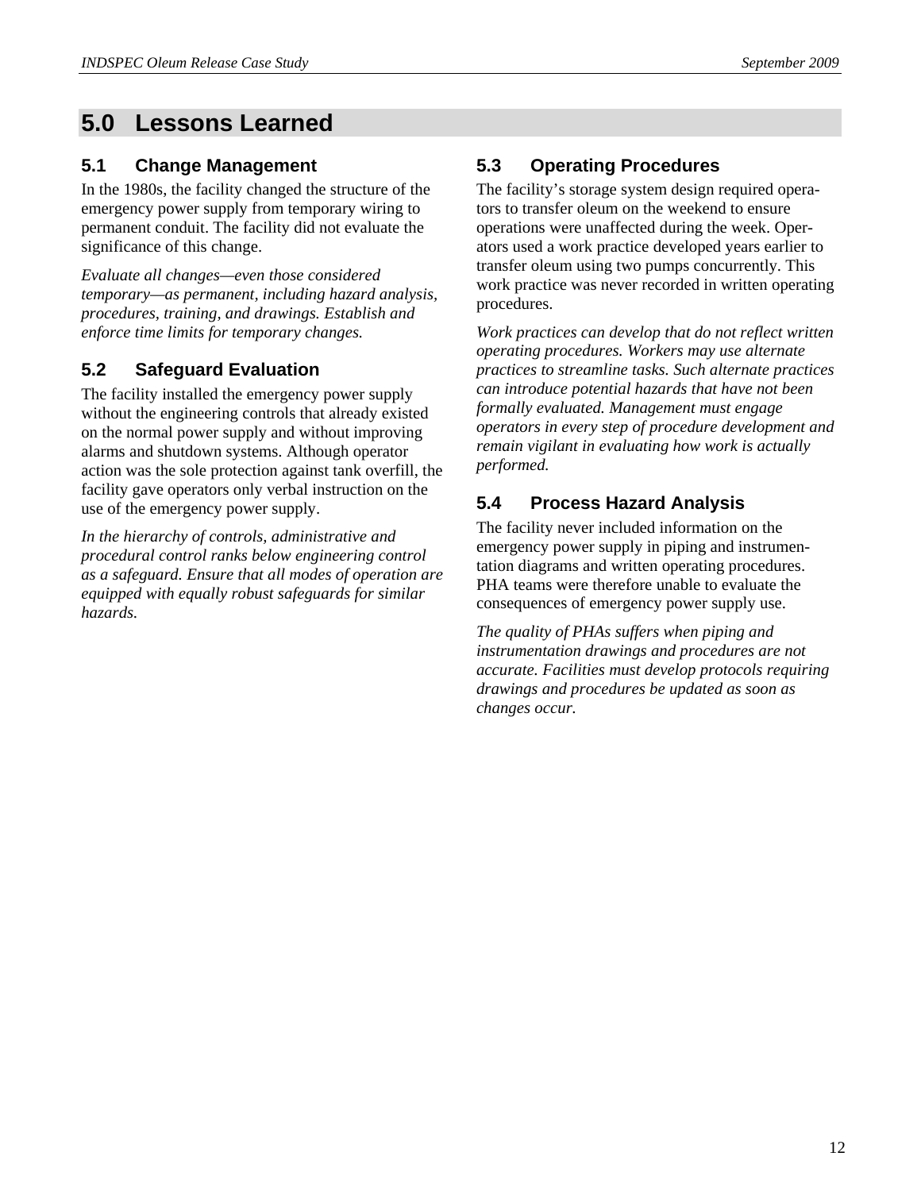# 5.0 Lessons Learned

## 5.1 Change Management

In the 1980s, the facility changed the structure of the emergency power supply from temporary wiring to permanent conduit. The facility did not evaluate the significance of this change.

*Evaluate all changes—even those considered temporary—as permanent, including hazard analysis, procedures, training, and drawings. Establish and enforce time limits for temporary changes.*

## 5.2 Safeguard Evaluation

The facility installed the emergency power supply without the engineering controls that already existed on the normal power supply and without improving alarms and shutdown systems. Although operator action was the sole protection against tank overfill, the facility gave operators only verbal instruction on the use of the emergency power supply.

*In the hierarchy of controls, administrative and procedural control ranks below engineering control as a safeguard. Ensure that all modes of operation are equipped with equally robust safeguards for similar hazards.*

## 5.3 Operating Procedures

The facility's storage system design required operators to transfer oleum on the weekend to ensure operations were unaffected during the week. Operators used a work practice developed years earlier to transfer oleum using two pumps concurrently. This work practice was never recorded in written operating procedures.

*Work practices can develop that do not reflect written operating procedures. Workers may use alternate practices to streamline tasks. Such alternate practices can introduce potential hazards that have not been formally evaluated. Management must engage operators in every step of procedure development and remain vigilant in evaluating how work is actually performed.*

## 5.4 Process Hazard Analysis

The facility never included information on the emergency power supply in piping and instrumentation diagrams and written operating procedures. PHA teams were therefore unable to evaluate the consequences of emergency power supply use.

*The quality of PHAs suffers when piping and instrumentation drawings and procedures are not accurate. Facilities must develop protocols requiring drawings and procedures be updated as soon as changes occur.*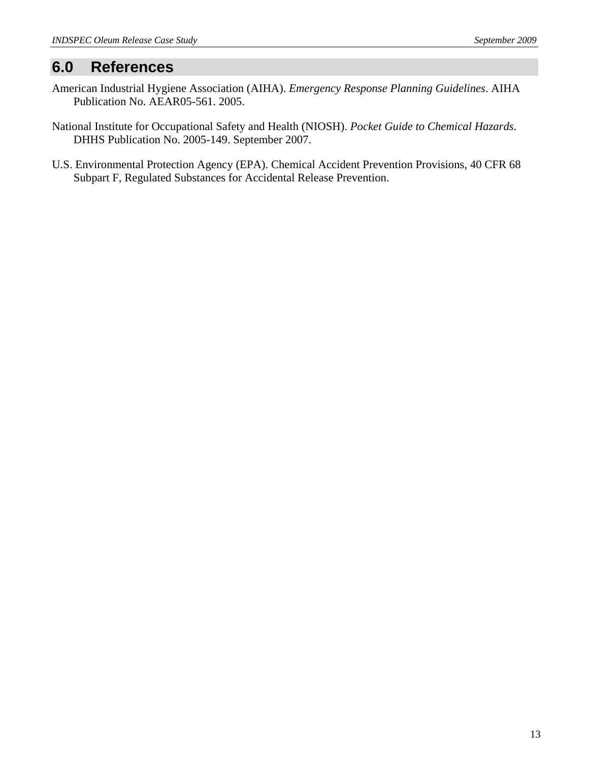## 6.0 References

American Industrial Hygiene Association (AIHA). *Emergency Response Planning Guidelines*. AIHA Publication No. AEAR05-561. 2005.

National Institute for Occupational Safety and Health (NIOSH). *Pocket Guide to Chemical Hazards*. DHHS Publication No. 2005-149. September 2007.

U.S. Environmental Protection Agency (EPA). Chemical Accident Prevention Provisions, 40 CFR 68 Subpart F, Regulated Substances for Accidental Release Prevention.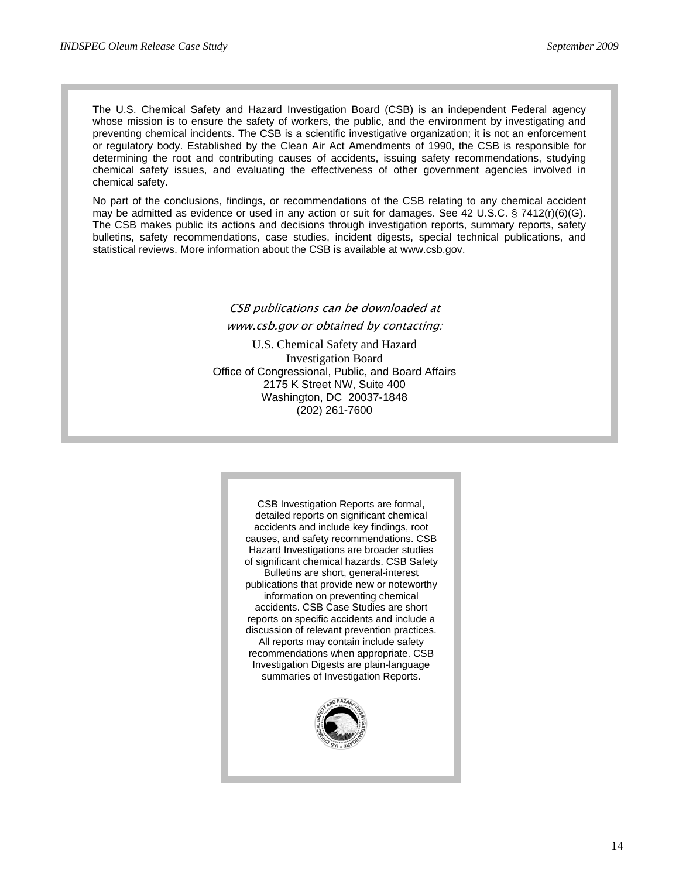The U.S. Chemical Safety and Hazard Investigation Board (CSB) is an independent Federal agency whose mission is to ensure the safety of workers, the public, and the environment by investigating and preventing chemical incidents. The CSB is a scientific investigative organization; it is not an enforcement or regulatory body. Established by the Clean Air Act Amendments of 1990, the CSB is responsible for determining the root and contributing causes of accidents, issuing safety recommendations, studying chemical safety issues, and evaluating the effectiveness of other government agencies involved in chemical safety.

No part of the conclusions, findings, or recommendations of the CSB relating to any chemical accident may be admitted as evidence or used in any action or suit for damages. See 42 U.S.C. § 7412(r)(6)(G). The CSB makes public its actions and decisions through investigation reports, summary reports, safety bulletins, safety recommendations, case studies, incident digests, special technical publications, and statistical reviews. More information about the CSB is available at www.csb.gov.

*CSB publications can be downloaded at www.csb.gov or obtained by contacting:*

U.S. Chemical Safety and Hazard Investigation Board
Office of Congressional, Public, and Board Affairs
2175 K Street NW, Suite 400
Washington, DC 20037-1848
(202) 261-7600

CSB Investigation Reports are formal, detailed reports on significant chemical accidents and include key findings, root causes, and safety recommendations. CSB Hazard Investigations are broader studies of significant chemical hazards. CSB Safety Bulletins are short, general-interest publications that provide new or noteworthy information on preventing chemical accidents. CSB Case Studies are short reports on specific accidents and include a discussion of relevant prevention practices. All reports may contain include safety recommendations when appropriate. CSB Investigation Digests are plain-language summaries of Investigation Reports.